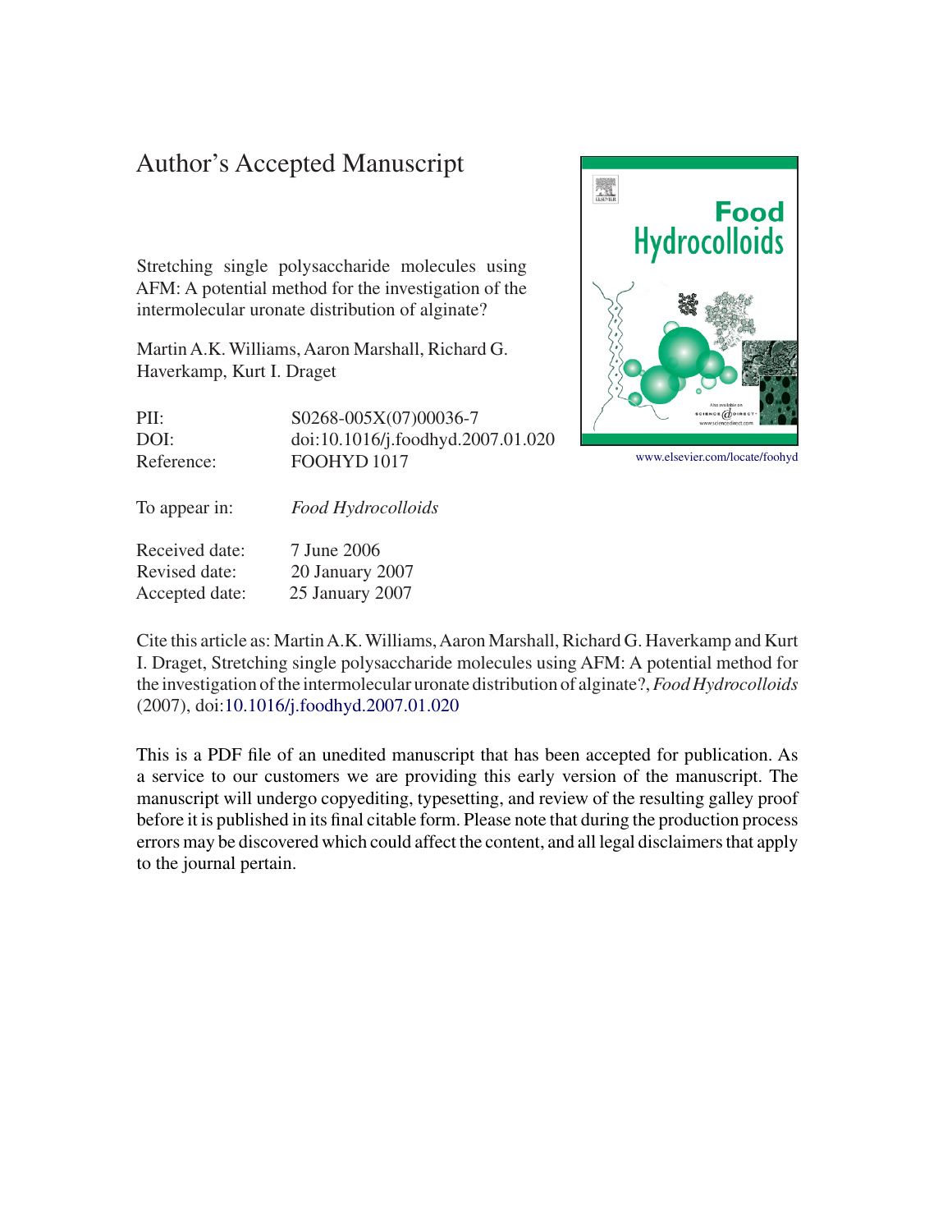# Author's Accepted Manuscript

Stretching single polysaccharide molecules using AFM: A potential method for the investigation of the intermolecular uronate distribution of alginate?

Martin A.K. Williams, Aaron Marshall, Richard G. Haverkamp, Kurt I. Draget

| | |
|---|---|
| PII: | S0268-005X(07)00036-7 |
| DOI: | doi:10.1016/j.foodhyd.2007.01.020 |
| Reference: | FOOHYD 1017 |
| To appear in: | *Food Hydrocolloids* |
| Received date: | 7 June 2006 |
| Revised date: | 20 January 2007 |
| Accepted date: | 25 January 2007 |

www.elsevier.com/locate/foohyd

Cite this article as: Martin A.K. Williams, Aaron Marshall, Richard G. Haverkamp and Kurt I. Draget, Stretching single polysaccharide molecules using AFM: A potential method for the investigation of the intermolecular uronate distribution of alginate?, *Food Hydrocolloids* (2007), doi:10.1016/j.foodhyd.2007.01.020

This is a PDF file of an unedited manuscript that has been accepted for publication. As a service to our customers we are providing this early version of the manuscript. The manuscript will undergo copyediting, typesetting, and review of the resulting galley proof before it is published in its final citable form. Please note that during the production process errors may be discovered which could affect the content, and all legal disclaimers that apply to the journal pertain.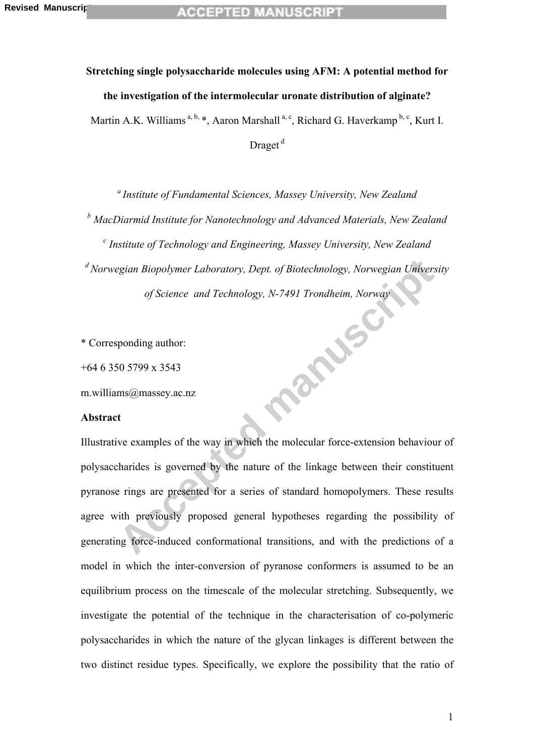**Stretching single polysaccharide molecules using AFM: A potential method for the investigation of the intermolecular uronate distribution of alginate?**

Martin A.K. Williams [a, b, *], Aaron Marshall [a, c], Richard G. Haverkamp [b, c], Kurt I. Draget [d]

[a] *Institute of Fundamental Sciences, Massey University, New Zealand*

[b] *MacDiarmid Institute for Nanotechnology and Advanced Materials, New Zealand*

[c] *Institute of Technology and Engineering, Massey University, New Zealand*

[d] *Norwegian Biopolymer Laboratory, Dept. of Biotechnology, Norwegian University of Science and Technology, N-7491 Trondheim, Norway*

\* Corresponding author:

+64 6 350 5799 x 3543

m.williams@massey.ac.nz

**Abstract**

Illustrative examples of the way in which the molecular force-extension behaviour of polysaccharides is governed by the nature of the linkage between their constituent pyranose rings are presented for a series of standard homopolymers. These results agree with previously proposed general hypotheses regarding the possibility of generating force-induced conformational transitions, and with the predictions of a model in which the inter-conversion of pyranose conformers is assumed to be an equilibrium process on the timescale of the molecular stretching. Subsequently, we investigate the potential of the technique in the characterisation of co-polymeric polysaccharides in which the nature of the glycan linkages is different between the two distinct residue types. Specifically, we explore the possibility that the ratio of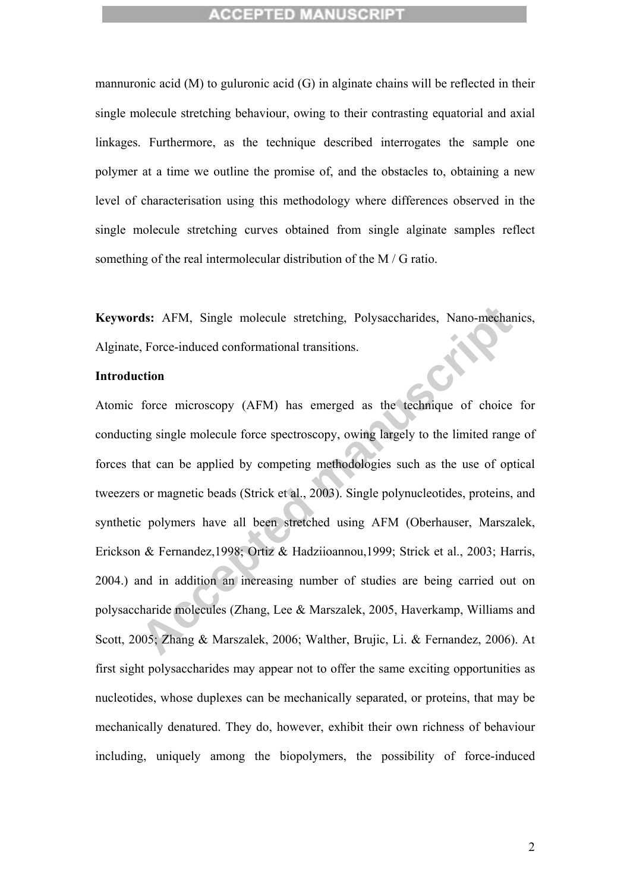mannuronic acid (M) to guluronic acid (G) in alginate chains will be reflected in their single molecule stretching behaviour, owing to their contrasting equatorial and axial linkages. Furthermore, as the technique described interrogates the sample one polymer at a time we outline the promise of, and the obstacles to, obtaining a new level of characterisation using this methodology where differences observed in the single molecule stretching curves obtained from single alginate samples reflect something of the real intermolecular distribution of the M / G ratio.

**Keywords:** AFM, Single molecule stretching, Polysaccharides, Nano-mechanics, Alginate, Force-induced conformational transitions.

**Introduction**

Atomic force microscopy (AFM) has emerged as the technique of choice for conducting single molecule force spectroscopy, owing largely to the limited range of forces that can be applied by competing methodologies such as the use of optical tweezers or magnetic beads (Strick et al., 2003). Single polynucleotides, proteins, and synthetic polymers have all been stretched using AFM (Oberhauser, Marszalek, Erickson & Fernandez,1998; Ortiz & Hadziioannou,1999; Strick et al., 2003; Harris, 2004.) and in addition an increasing number of studies are being carried out on polysaccharide molecules (Zhang, Lee & Marszalek, 2005, Haverkamp, Williams and Scott, 2005; Zhang & Marszalek, 2006; Walther, Brujic, Li. & Fernandez, 2006). At first sight polysaccharides may appear not to offer the same exciting opportunities as nucleotides, whose duplexes can be mechanically separated, or proteins, that may be mechanically denatured. They do, however, exhibit their own richness of behaviour including, uniquely among the biopolymers, the possibility of force-induced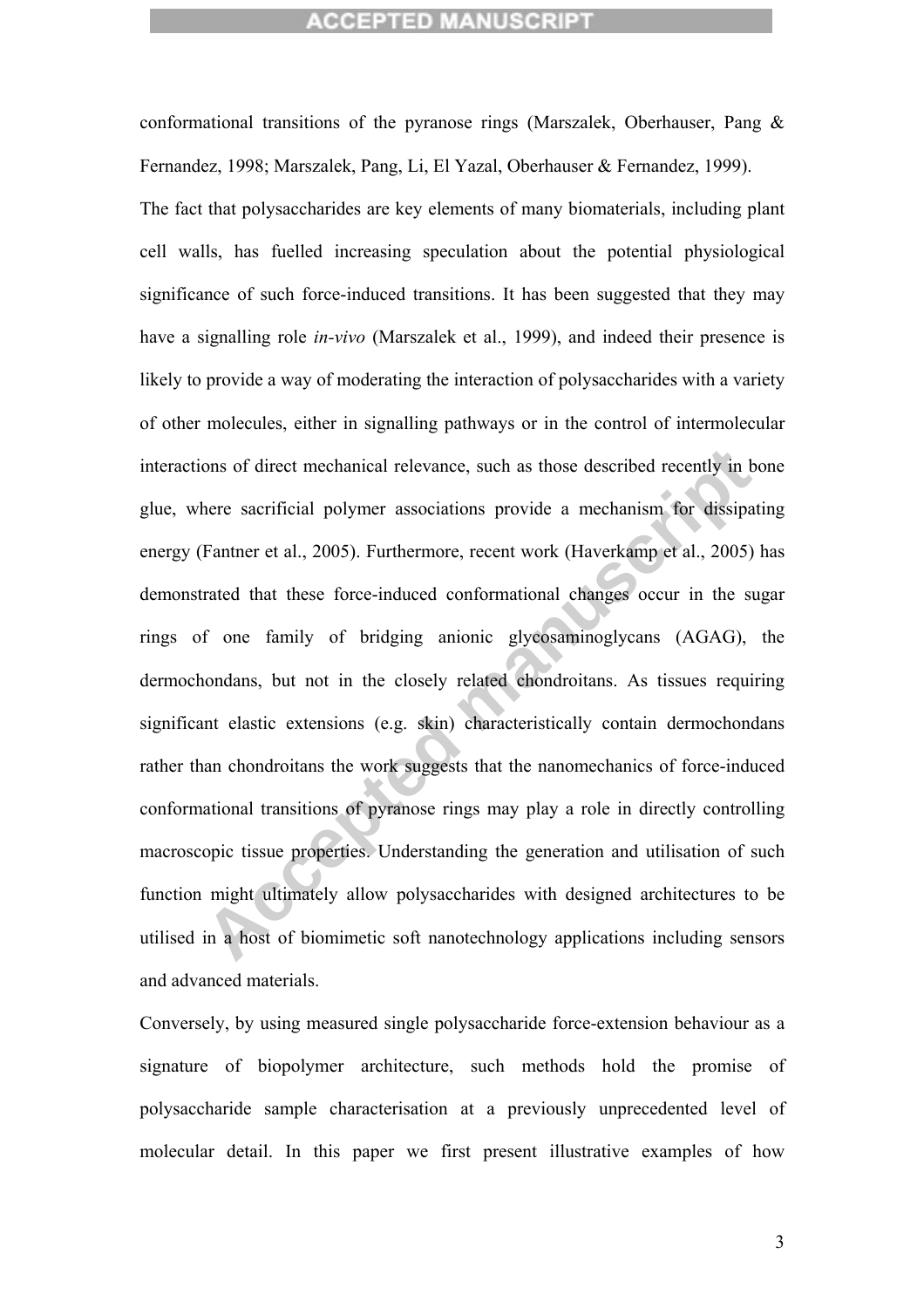conformational transitions of the pyranose rings (Marszalek, Oberhauser, Pang & Fernandez, 1998; Marszalek, Pang, Li, El Yazal, Oberhauser & Fernandez, 1999).

The fact that polysaccharides are key elements of many biomaterials, including plant cell walls, has fuelled increasing speculation about the potential physiological significance of such force-induced transitions. It has been suggested that they may have a signalling role *in-vivo* (Marszalek et al., 1999), and indeed their presence is likely to provide a way of moderating the interaction of polysaccharides with a variety of other molecules, either in signalling pathways or in the control of intermolecular interactions of direct mechanical relevance, such as those described recently in bone glue, where sacrificial polymer associations provide a mechanism for dissipating energy (Fantner et al., 2005). Furthermore, recent work (Haverkamp et al., 2005) has demonstrated that these force-induced conformational changes occur in the sugar rings of one family of bridging anionic glycosaminoglycans (AGAG), the dermochondans, but not in the closely related chondroitans. As tissues requiring significant elastic extensions (e.g. skin) characteristically contain dermochondans rather than chondroitans the work suggests that the nanomechanics of force-induced conformational transitions of pyranose rings may play a role in directly controlling macroscopic tissue properties. Understanding the generation and utilisation of such function might ultimately allow polysaccharides with designed architectures to be utilised in a host of biomimetic soft nanotechnology applications including sensors and advanced materials.

Conversely, by using measured single polysaccharide force-extension behaviour as a signature of biopolymer architecture, such methods hold the promise of polysaccharide sample characterisation at a previously unprecedented level of molecular detail. In this paper we first present illustrative examples of how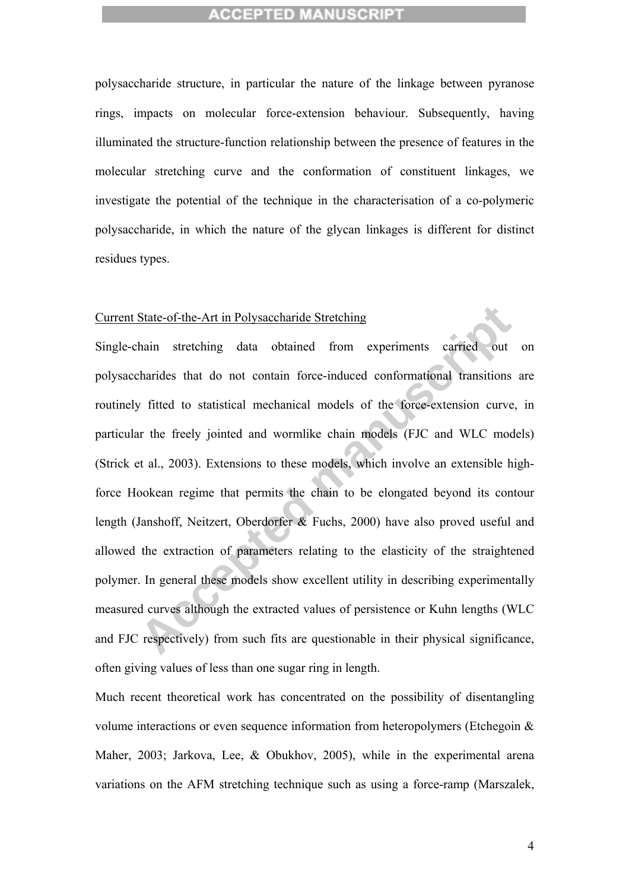polysaccharide structure, in particular the nature of the linkage between pyranose rings, impacts on molecular force-extension behaviour. Subsequently, having illuminated the structure-function relationship between the presence of features in the molecular stretching curve and the conformation of constituent linkages, we investigate the potential of the technique in the characterisation of a co-polymeric polysaccharide, in which the nature of the glycan linkages is different for distinct residues types.

## Current State-of-the-Art in Polysaccharide Stretching

Single-chain stretching data obtained from experiments carried out on polysaccharides that do not contain force-induced conformational transitions are routinely fitted to statistical mechanical models of the force-extension curve, in particular the freely jointed and wormlike chain models (FJC and WLC models) (Strick et al., 2003). Extensions to these models, which involve an extensible high-force Hookean regime that permits the chain to be elongated beyond its contour length (Janshoff, Neitzert, Oberdorfer & Fuchs, 2000) have also proved useful and allowed the extraction of parameters relating to the elasticity of the straightened polymer. In general these models show excellent utility in describing experimentally measured curves although the extracted values of persistence or Kuhn lengths (WLC and FJC respectively) from such fits are questionable in their physical significance, often giving values of less than one sugar ring in length.

Much recent theoretical work has concentrated on the possibility of disentangling volume interactions or even sequence information from heteropolymers (Etchegoin & Maher, 2003; Jarkova, Lee, & Obukhov, 2005), while in the experimental arena variations on the AFM stretching technique such as using a force-ramp (Marszalek,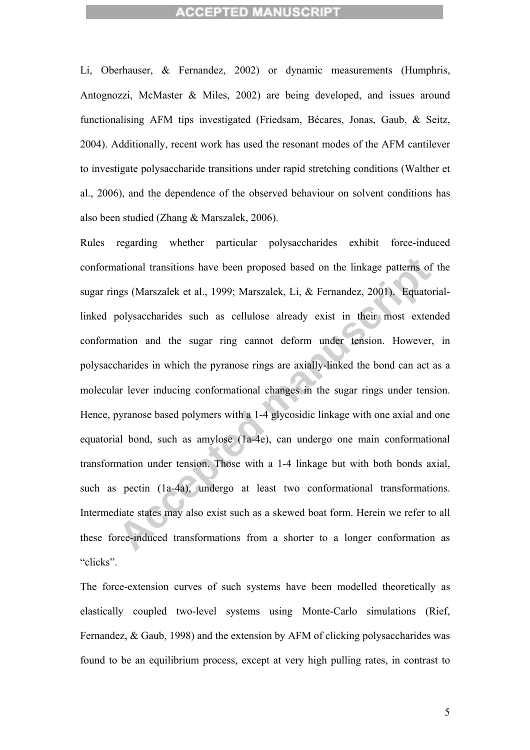Li, Oberhauser, & Fernandez, 2002) or dynamic measurements (Humphris, Antognozzi, McMaster & Miles, 2002) are being developed, and issues around functionalising AFM tips investigated (Friedsam, Bécares, Jonas, Gaub, & Seitz, 2004). Additionally, recent work has used the resonant modes of the AFM cantilever to investigate polysaccharide transitions under rapid stretching conditions (Walther et al., 2006), and the dependence of the observed behaviour on solvent conditions has also been studied (Zhang & Marszalek, 2006).

Rules regarding whether particular polysaccharides exhibit force-induced conformational transitions have been proposed based on the linkage patterns of the sugar rings (Marszalek et al., 1999; Marszalek, Li, & Fernandez, 2001). Equatorial-linked polysaccharides such as cellulose already exist in their most extended conformation and the sugar ring cannot deform under tension. However, in polysaccharides in which the pyranose rings are axially-linked the bond can act as a molecular lever inducing conformational changes in the sugar rings under tension. Hence, pyranose based polymers with a 1-4 glycosidic linkage with one axial and one equatorial bond, such as amylose (1a-4e), can undergo one main conformational transformation under tension. Those with a 1-4 linkage but with both bonds axial, such as pectin (1a-4a), undergo at least two conformational transformations. Intermediate states may also exist such as a skewed boat form. Herein we refer to all these force-induced transformations from a shorter to a longer conformation as "clicks".

The force-extension curves of such systems have been modelled theoretically as elastically coupled two-level systems using Monte-Carlo simulations (Rief, Fernandez, & Gaub, 1998) and the extension by AFM of clicking polysaccharides was found to be an equilibrium process, except at very high pulling rates, in contrast to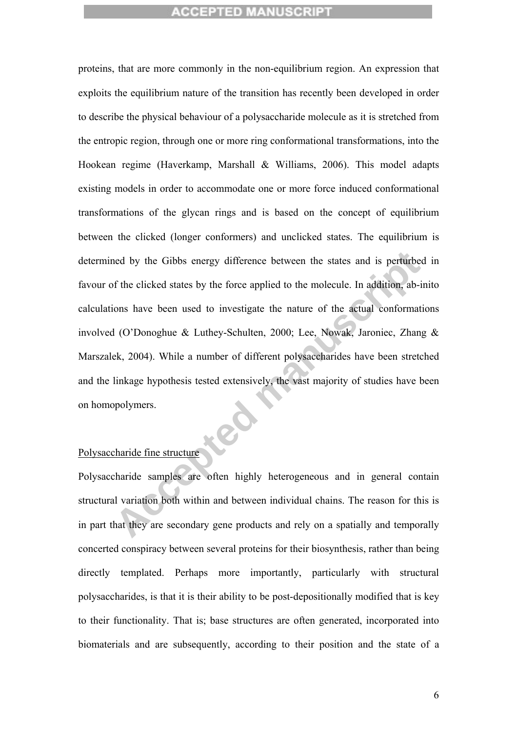proteins, that are more commonly in the non-equilibrium region. An expression that exploits the equilibrium nature of the transition has recently been developed in order to describe the physical behaviour of a polysaccharide molecule as it is stretched from the entropic region, through one or more ring conformational transformations, into the Hookean regime (Haverkamp, Marshall & Williams, 2006). This model adapts existing models in order to accommodate one or more force induced conformational transformations of the glycan rings and is based on the concept of equilibrium between the clicked (longer conformers) and unclicked states. The equilibrium is determined by the Gibbs energy difference between the states and is perturbed in favour of the clicked states by the force applied to the molecule. In addition, ab-inito calculations have been used to investigate the nature of the actual conformations involved (O'Donoghue & Luthey-Schulten, 2000; Lee, Nowak, Jaroniec, Zhang & Marszalek, 2004). While a number of different polysaccharides have been stretched and the linkage hypothesis tested extensively, the vast majority of studies have been on homopolymers.

## Polysaccharide fine structure

Polysaccharide samples are often highly heterogeneous and in general contain structural variation both within and between individual chains. The reason for this is in part that they are secondary gene products and rely on a spatially and temporally concerted conspiracy between several proteins for their biosynthesis, rather than being directly templated. Perhaps more importantly, particularly with structural polysaccharides, is that it is their ability to be post-depositionally modified that is key to their functionality. That is; base structures are often generated, incorporated into biomaterials and are subsequently, according to their position and the state of a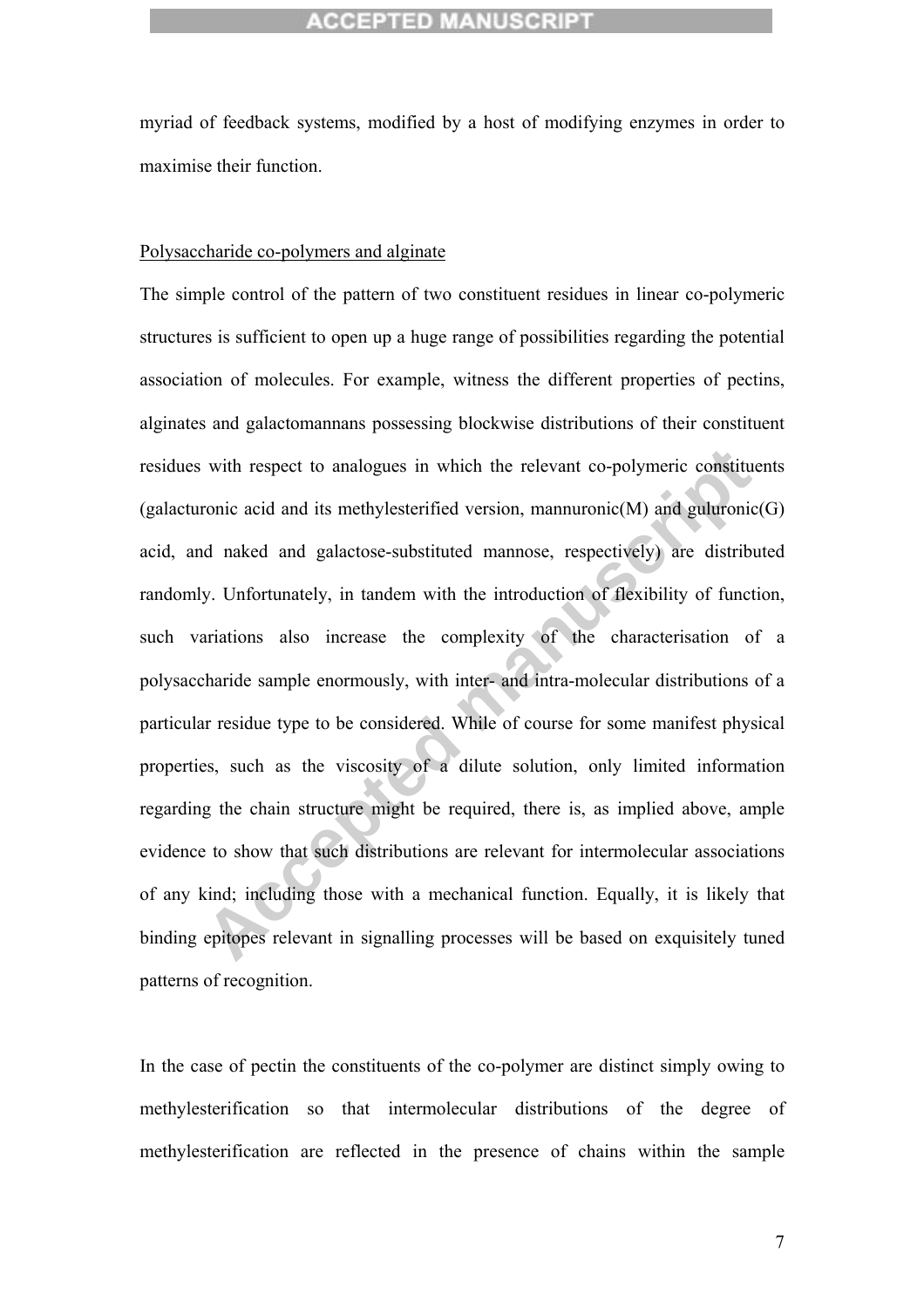myriad of feedback systems, modified by a host of modifying enzymes in order to maximise their function.

Polysaccharide co-polymers and alginate

The simple control of the pattern of two constituent residues in linear co-polymeric structures is sufficient to open up a huge range of possibilities regarding the potential association of molecules. For example, witness the different properties of pectins, alginates and galactomannans possessing blockwise distributions of their constituent residues with respect to analogues in which the relevant co-polymeric constituents (galacturonic acid and its methylesterified version, mannuronic(M) and guluronic(G) acid, and naked and galactose-substituted mannose, respectively) are distributed randomly. Unfortunately, in tandem with the introduction of flexibility of function, such variations also increase the complexity of the characterisation of a polysaccharide sample enormously, with inter- and intra-molecular distributions of a particular residue type to be considered. While of course for some manifest physical properties, such as the viscosity of a dilute solution, only limited information regarding the chain structure might be required, there is, as implied above, ample evidence to show that such distributions are relevant for intermolecular associations of any kind; including those with a mechanical function. Equally, it is likely that binding epitopes relevant in signalling processes will be based on exquisitely tuned patterns of recognition.

In the case of pectin the constituents of the co-polymer are distinct simply owing to methylesterification so that intermolecular distributions of the degree of methylesterification are reflected in the presence of chains within the sample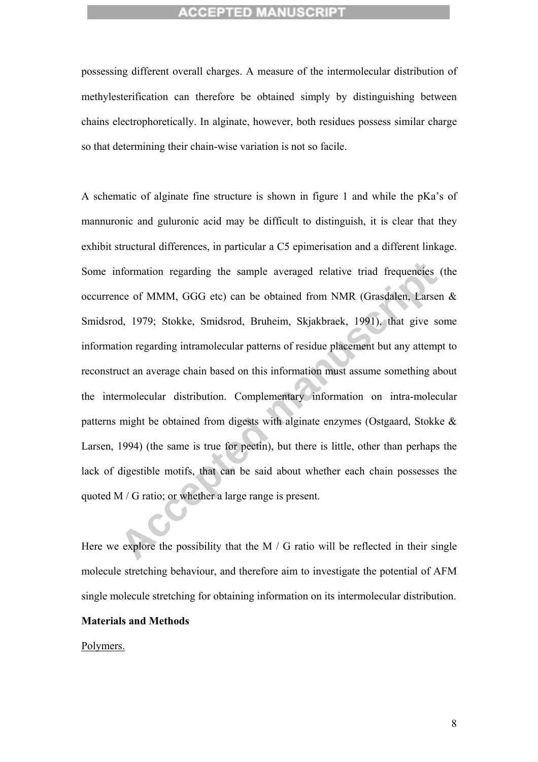possessing different overall charges. A measure of the intermolecular distribution of methylesterification can therefore be obtained simply by distinguishing between chains electrophoretically. In alginate, however, both residues possess similar charge so that determining their chain-wise variation is not so facile.

A schematic of alginate fine structure is shown in figure 1 and while the pKa's of mannuronic and guluronic acid may be difficult to distinguish, it is clear that they exhibit structural differences, in particular a C5 epimerisation and a different linkage. Some information regarding the sample averaged relative triad frequencies (the occurrence of MMM, GGG etc) can be obtained from NMR (Grasdalen, Larsen & Smidsrod, 1979; Stokke, Smidsrod, Bruheim, Skjakbraek, 1991), that give some information regarding intramolecular patterns of residue placement but any attempt to reconstruct an average chain based on this information must assume something about the intermolecular distribution. Complementary information on intra-molecular patterns might be obtained from digests with alginate enzymes (Ostgaard, Stokke & Larsen, 1994) (the same is true for pectin), but there is little, other than perhaps the lack of digestible motifs, that can be said about whether each chain possesses the quoted M / G ratio; or whether a large range is present.

Here we explore the possibility that the M / G ratio will be reflected in their single molecule stretching behaviour, and therefore aim to investigate the potential of AFM single molecule stretching for obtaining information on its intermolecular distribution.

## Materials and Methods

<u>Polymers.</u>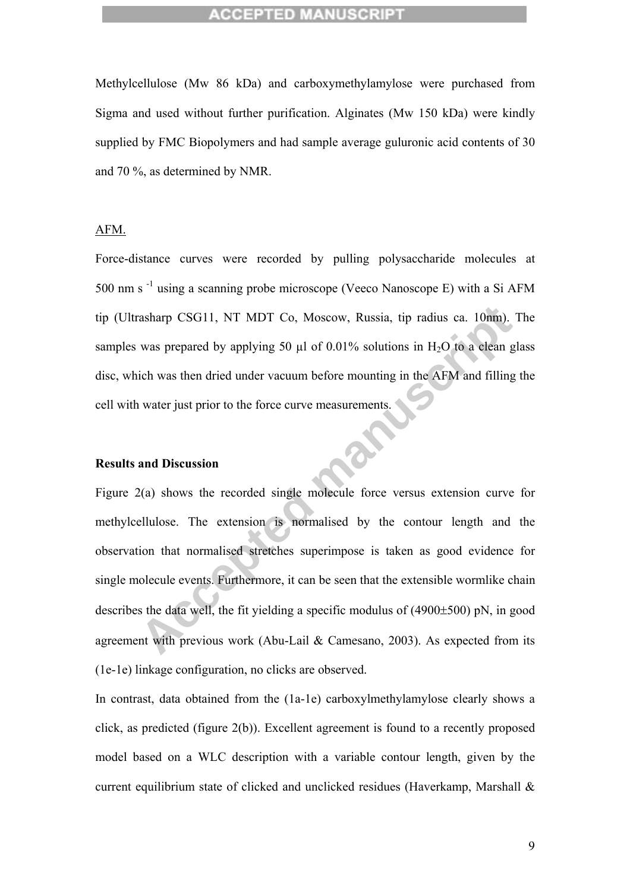Methylcellulose (Mw 86 kDa) and carboxymethylamylose were purchased from Sigma and used without further purification. Alginates (Mw 150 kDa) were kindly supplied by FMC Biopolymers and had sample average guluronic acid contents of 30 and 70 %, as determined by NMR.

AFM.

Force-distance curves were recorded by pulling polysaccharide molecules at 500 nm $s^{-1}$ using a scanning probe microscope (Veeco Nanoscope E) with a Si AFM tip (Ultrasharp CSG11, NT MDT Co, Moscow, Russia, tip radius ca. 10nm). The samples was prepared by applying 50 µl of 0.01% solutions in $H_2O$ to a clean glass disc, which was then dried under vacuum before mounting in the AFM and filling the cell with water just prior to the force curve measurements.

**Results and Discussion**

Figure 2(a) shows the recorded single molecule force versus extension curve for methylcellulose. The extension is normalised by the contour length and the observation that normalised stretches superimpose is taken as good evidence for single molecule events. Furthermore, it can be seen that the extensible wormlike chain describes the data well, the fit yielding a specific modulus of (4900±500) pN, in good agreement with previous work (Abu-Lail & Camesano, 2003). As expected from its (1e-1e) linkage configuration, no clicks are observed.

In contrast, data obtained from the (1a-1e) carboxylmethylamylose clearly shows a click, as predicted (figure 2(b)). Excellent agreement is found to a recently proposed model based on a WLC description with a variable contour length, given by the current equilibrium state of clicked and unclicked residues (Haverkamp, Marshall &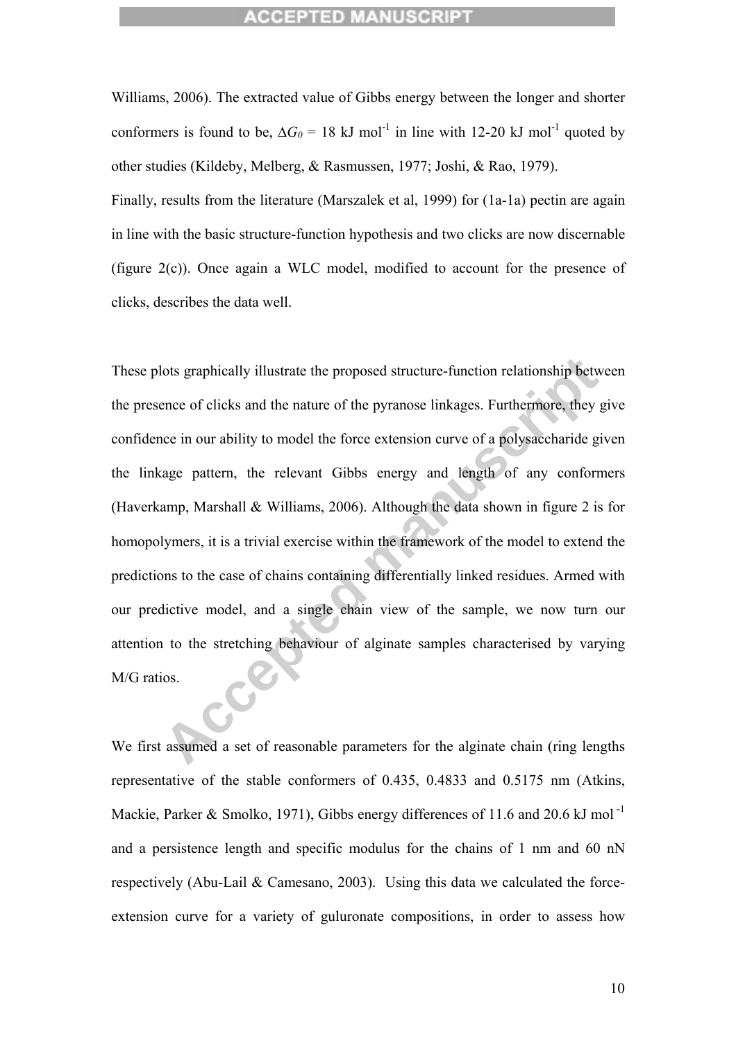Williams, 2006). The extracted value of Gibbs energy between the longer and shorter conformers is found to be, $\Delta G_0$ = 18 kJ mol$^{-1}$ in line with 12-20 kJ mol$^{-1}$ quoted by other studies (Kildeby, Melberg, & Rasmussen, 1977; Joshi, & Rao, 1979).

Finally, results from the literature (Marszalek et al, 1999) for (1a-1a) pectin are again in line with the basic structure-function hypothesis and two clicks are now discernable (figure 2(c)). Once again a WLC model, modified to account for the presence of clicks, describes the data well.

These plots graphically illustrate the proposed structure-function relationship between the presence of clicks and the nature of the pyranose linkages. Furthermore, they give confidence in our ability to model the force extension curve of a polysaccharide given the linkage pattern, the relevant Gibbs energy and length of any conformers (Haverkamp, Marshall & Williams, 2006). Although the data shown in figure 2 is for homopolymers, it is a trivial exercise within the framework of the model to extend the predictions to the case of chains containing differentially linked residues. Armed with our predictive model, and a single chain view of the sample, we now turn our attention to the stretching behaviour of alginate samples characterised by varying M/G ratios.

We first assumed a set of reasonable parameters for the alginate chain (ring lengths representative of the stable conformers of 0.435, 0.4833 and 0.5175 nm (Atkins, Mackie, Parker & Smolko, 1971), Gibbs energy differences of 11.6 and 20.6 kJ mol$^{-1}$ and a persistence length and specific modulus for the chains of 1 nm and 60 nN respectively (Abu-Lail & Camesano, 2003). Using this data we calculated the force-extension curve for a variety of guluronate compositions, in order to assess how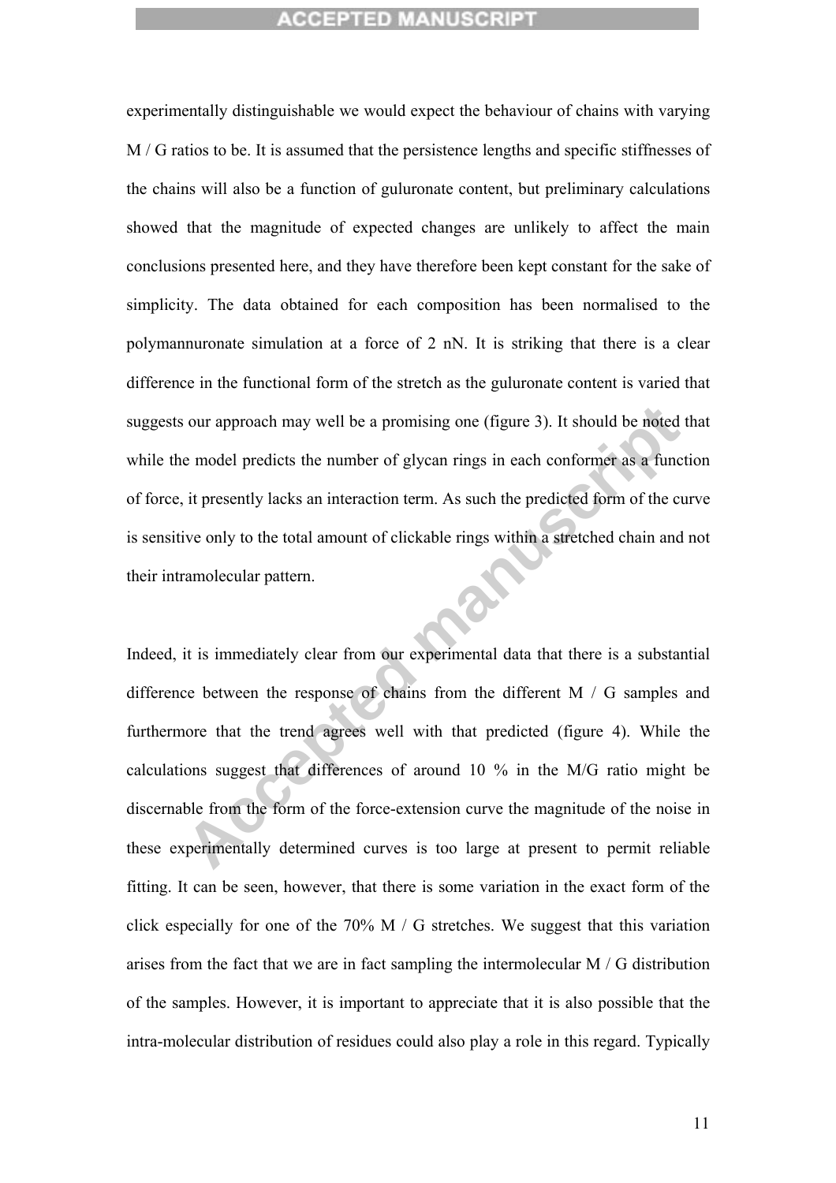experimentally distinguishable we would expect the behaviour of chains with varying M / G ratios to be. It is assumed that the persistence lengths and specific stiffnesses of the chains will also be a function of guluronate content, but preliminary calculations showed that the magnitude of expected changes are unlikely to affect the main conclusions presented here, and they have therefore been kept constant for the sake of simplicity. The data obtained for each composition has been normalised to the polymannuronate simulation at a force of 2 nN. It is striking that there is a clear difference in the functional form of the stretch as the guluronate content is varied that suggests our approach may well be a promising one (figure 3). It should be noted that while the model predicts the number of glycan rings in each conformer as a function of force, it presently lacks an interaction term. As such the predicted form of the curve is sensitive only to the total amount of clickable rings within a stretched chain and not their intramolecular pattern.

Indeed, it is immediately clear from our experimental data that there is a substantial difference between the response of chains from the different M / G samples and furthermore that the trend agrees well with that predicted (figure 4). While the calculations suggest that differences of around 10 % in the M/G ratio might be discernable from the form of the force-extension curve the magnitude of the noise in these experimentally determined curves is too large at present to permit reliable fitting. It can be seen, however, that there is some variation in the exact form of the click especially for one of the 70% M / G stretches. We suggest that this variation arises from the fact that we are in fact sampling the intermolecular M / G distribution of the samples. However, it is important to appreciate that it is also possible that the intra-molecular distribution of residues could also play a role in this regard. Typically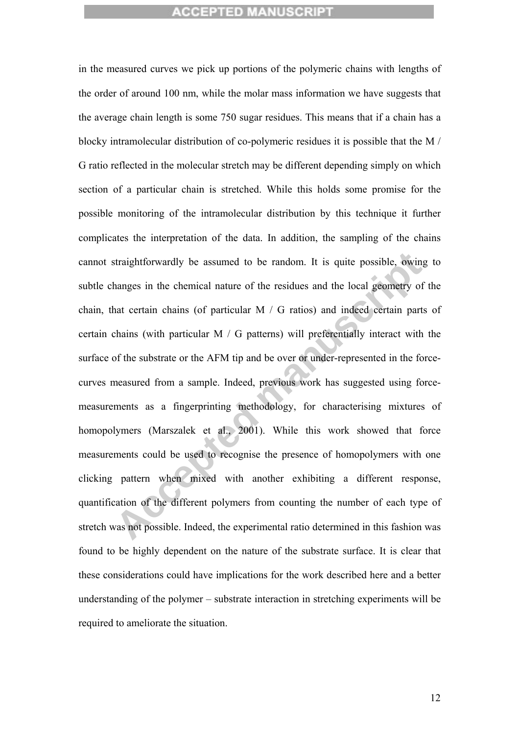in the measured curves we pick up portions of the polymeric chains with lengths of the order of around 100 nm, while the molar mass information we have suggests that the average chain length is some 750 sugar residues. This means that if a chain has a blocky intramolecular distribution of co-polymeric residues it is possible that the M / G ratio reflected in the molecular stretch may be different depending simply on which section of a particular chain is stretched. While this holds some promise for the possible monitoring of the intramolecular distribution by this technique it further complicates the interpretation of the data. In addition, the sampling of the chains cannot straightforwardly be assumed to be random. It is quite possible, owing to subtle changes in the chemical nature of the residues and the local geometry of the chain, that certain chains (of particular M / G ratios) and indeed certain parts of certain chains (with particular M / G patterns) will preferentially interact with the surface of the substrate or the AFM tip and be over or under-represented in the force-curves measured from a sample. Indeed, previous work has suggested using force-measurements as a fingerprinting methodology, for characterising mixtures of homopolymers (Marszalek et al., 2001). While this work showed that force measurements could be used to recognise the presence of homopolymers with one clicking pattern when mixed with another exhibiting a different response, quantification of the different polymers from counting the number of each type of stretch was not possible. Indeed, the experimental ratio determined in this fashion was found to be highly dependent on the nature of the substrate surface. It is clear that these considerations could have implications for the work described here and a better understanding of the polymer – substrate interaction in stretching experiments will be required to ameliorate the situation.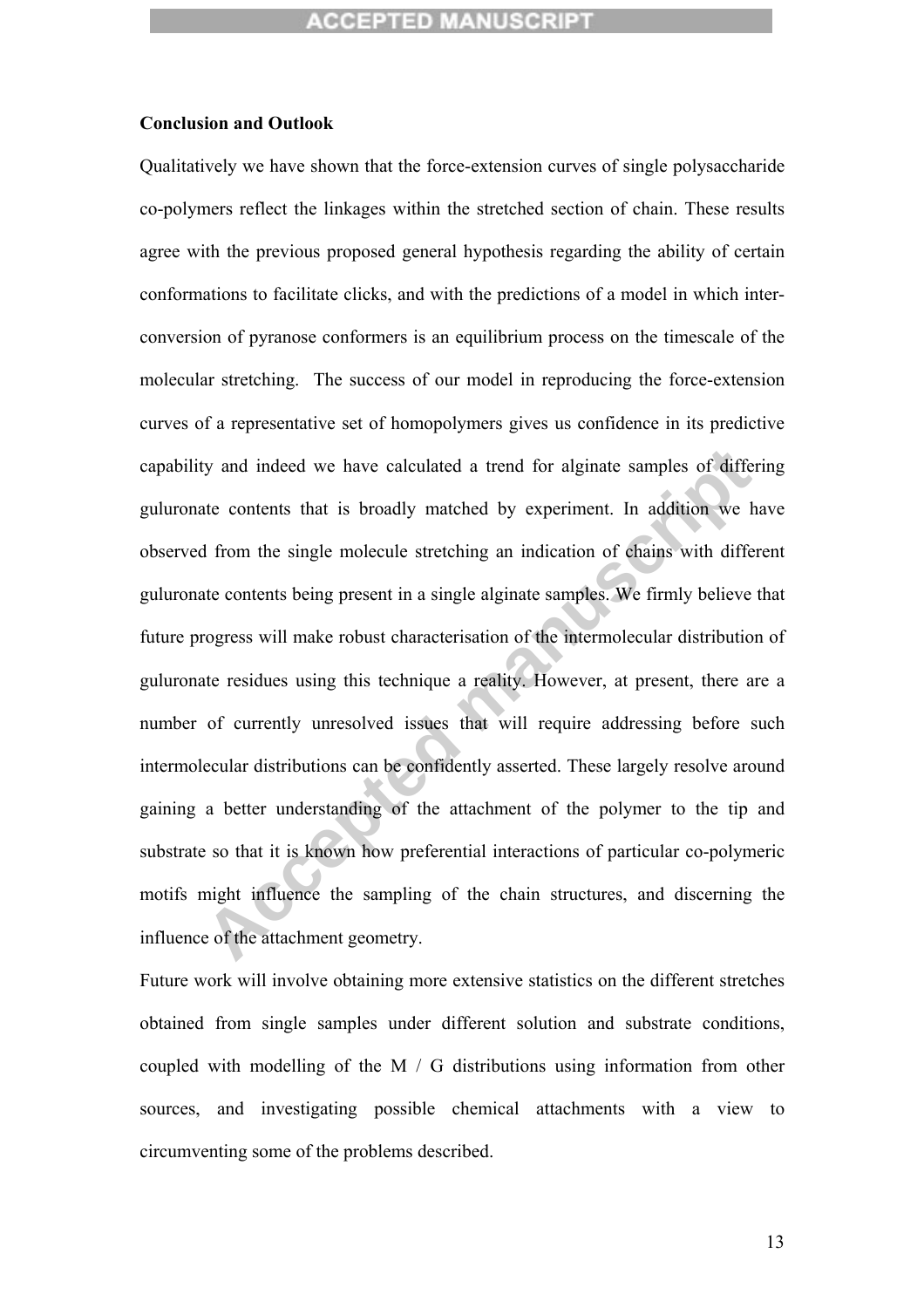**Conclusion and Outlook**

Qualitatively we have shown that the force-extension curves of single polysaccharide co-polymers reflect the linkages within the stretched section of chain. These results agree with the previous proposed general hypothesis regarding the ability of certain conformations to facilitate clicks, and with the predictions of a model in which inter-conversion of pyranose conformers is an equilibrium process on the timescale of the molecular stretching. The success of our model in reproducing the force-extension curves of a representative set of homopolymers gives us confidence in its predictive capability and indeed we have calculated a trend for alginate samples of differing guluronate contents that is broadly matched by experiment. In addition we have observed from the single molecule stretching an indication of chains with different guluronate contents being present in a single alginate samples. We firmly believe that future progress will make robust characterisation of the intermolecular distribution of guluronate residues using this technique a reality. However, at present, there are a number of currently unresolved issues that will require addressing before such intermolecular distributions can be confidently asserted. These largely resolve around gaining a better understanding of the attachment of the polymer to the tip and substrate so that it is known how preferential interactions of particular co-polymeric motifs might influence the sampling of the chain structures, and discerning the influence of the attachment geometry.

Future work will involve obtaining more extensive statistics on the different stretches obtained from single samples under different solution and substrate conditions, coupled with modelling of the M / G distributions using information from other sources, and investigating possible chemical attachments with a view to circumventing some of the problems described.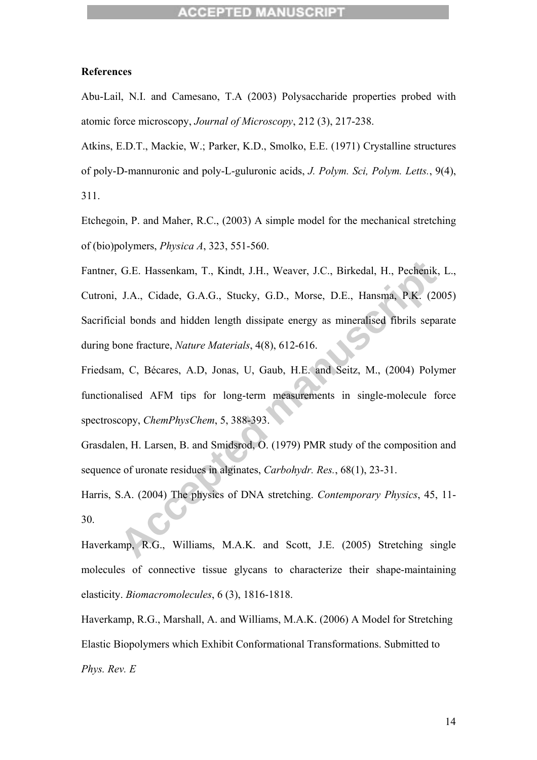**References**

Abu-Lail, N.I. and Camesano, T.A (2003) Polysaccharide properties probed with atomic force microscopy, *Journal of Microscopy*, 212 (3), 217-238.

Atkins, E.D.T., Mackie, W.; Parker, K.D., Smolko, E.E. (1971) Crystalline structures of poly-D-mannuronic and poly-L-guluronic acids, *J. Polym. Sci, Polym. Letts.*, 9(4), 311.

Etchegoin, P. and Maher, R.C., (2003) A simple model for the mechanical stretching of (bio)polymers, *Physica A*, 323, 551-560.

Fantner, G.E. Hassenkam, T., Kindt, J.H., Weaver, J.C., Birkedal, H., Pechenik, L., Cutroni, J.A., Cidade, G.A.G., Stucky, G.D., Morse, D.E., Hansma, P.K. (2005) Sacrificial bonds and hidden length dissipate energy as mineralised fibrils separate during bone fracture, *Nature Materials*, 4(8), 612-616.

Friedsam, C, Bécares, A.D, Jonas, U, Gaub, H.E. and Seitz, M., (2004) Polymer functionalised AFM tips for long-term measurements in single-molecule force spectroscopy, *ChemPhysChem*, 5, 388-393.

Grasdalen, H. Larsen, B. and Smidsrod, O. (1979) PMR study of the composition and sequence of uronate residues in alginates, *Carbohydr. Res.*, 68(1), 23-31.

Harris, S.A. (2004) The physics of DNA stretching. *Contemporary Physics*, 45, 11-30.

Haverkamp, R.G., Williams, M.A.K. and Scott, J.E. (2005) Stretching single molecules of connective tissue glycans to characterize their shape-maintaining elasticity. *Biomacromolecules*, 6 (3), 1816-1818.

Haverkamp, R.G., Marshall, A. and Williams, M.A.K. (2006) A Model for Stretching Elastic Biopolymers which Exhibit Conformational Transformations. Submitted to *Phys. Rev. E*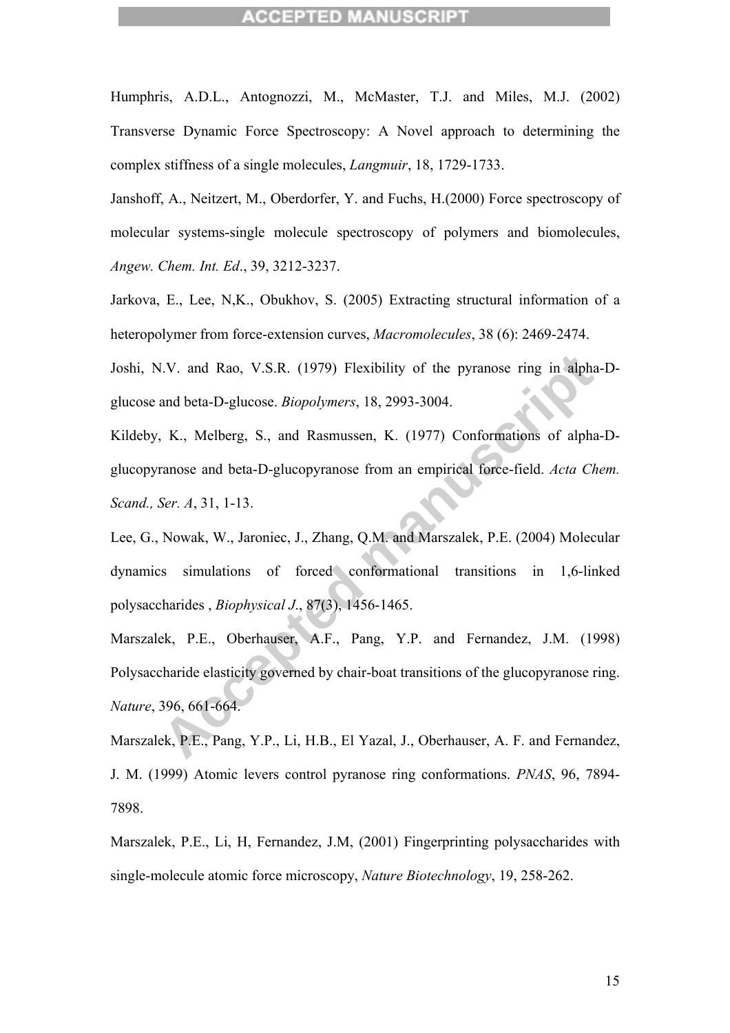Humphris, A.D.L., Antognozzi, M., McMaster, T.J. and Miles, M.J. (2002) Transverse Dynamic Force Spectroscopy: A Novel approach to determining the complex stiffness of a single molecules, *Langmuir*, 18, 1729-1733.

Janshoff, A., Neitzert, M., Oberdorfer, Y. and Fuchs, H.(2000) Force spectroscopy of molecular systems-single molecule spectroscopy of polymers and biomolecules, *Angew. Chem. Int. Ed*., 39, 3212-3237.

Jarkova, E., Lee, N,K., Obukhov, S. (2005) Extracting structural information of a heteropolymer from force-extension curves, *Macromolecules*, 38 (6): 2469-2474.

Joshi, N.V. and Rao, V.S.R. (1979) Flexibility of the pyranose ring in alpha-D-glucose and beta-D-glucose. *Biopolymers*, 18, 2993-3004.

Kildeby, K., Melberg, S., and Rasmussen, K. (1977) Conformations of alpha-D-glucopyranose and beta-D-glucopyranose from an empirical force-field. *Acta Chem. Scand., Ser. A*, 31, 1-13.

Lee, G., Nowak, W., Jaroniec, J., Zhang, Q.M. and Marszalek, P.E. (2004) Molecular dynamics simulations of forced conformational transitions in 1,6-linked polysaccharides , *Biophysical J*., 87(3), 1456-1465.

Marszalek, P.E., Oberhauser, A.F., Pang, Y.P. and Fernandez, J.M. (1998) Polysaccharide elasticity governed by chair-boat transitions of the glucopyranose ring. *Nature*, 396, 661-664.

Marszalek, P.E., Pang, Y.P., Li, H.B., El Yazal, J., Oberhauser, A. F. and Fernandez, J. M. (1999) Atomic levers control pyranose ring conformations. *PNAS*, 96, 7894-7898.

Marszalek, P.E., Li, H, Fernandez, J.M, (2001) Fingerprinting polysaccharides with single-molecule atomic force microscopy, *Nature Biotechnology*, 19, 258-262.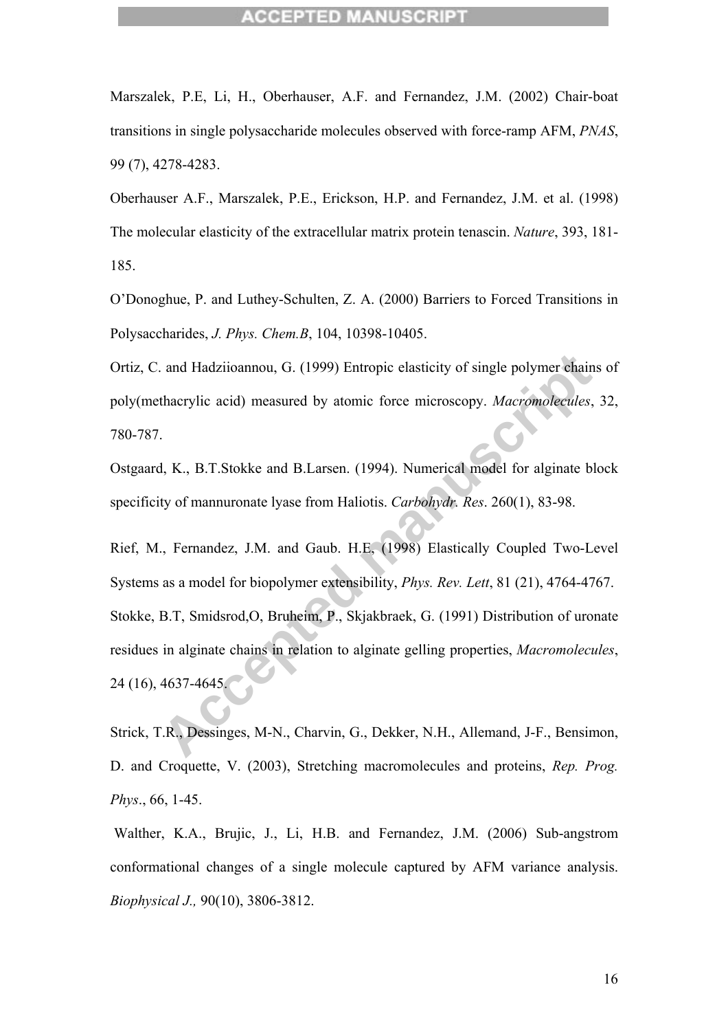Marszalek, P.E, Li, H., Oberhauser, A.F. and Fernandez, J.M. (2002) Chair-boat transitions in single polysaccharide molecules observed with force-ramp AFM, *PNAS*, 99 (7), 4278-4283.

Oberhauser A.F., Marszalek, P.E., Erickson, H.P. and Fernandez, J.M. et al. (1998) The molecular elasticity of the extracellular matrix protein tenascin. *Nature*, 393, 181-185.

O'Donoghue, P. and Luthey-Schulten, Z. A. (2000) Barriers to Forced Transitions in Polysaccharides, *J. Phys. Chem.B*, 104, 10398-10405.

Ortiz, C. and Hadziioannou, G. (1999) Entropic elasticity of single polymer chains of poly(methacrylic acid) measured by atomic force microscopy. *Macromolecules*, 32, 780-787.

Ostgaard, K., B.T.Stokke and B.Larsen. (1994). Numerical model for alginate block specificity of mannuronate lyase from Haliotis. *Carbohydr. Res*. 260(1), 83-98.

Rief, M., Fernandez, J.M. and Gaub. H.E. (1998) Elastically Coupled Two-Level Systems as a model for biopolymer extensibility, *Phys. Rev. Lett*, 81 (21), 4764-4767.

Stokke, B.T, Smidsrod,O, Bruheim, P., Skjakbraek, G. (1991) Distribution of uronate residues in alginate chains in relation to alginate gelling properties, *Macromolecules*, 24 (16), 4637-4645.

Strick, T.R., Dessinges, M-N., Charvin, G., Dekker, N.H., Allemand, J-F., Bensimon, D. and Croquette, V. (2003), Stretching macromolecules and proteins, *Rep. Prog. Phys*., 66, 1-45.

Walther, K.A., Brujic, J., Li, H.B. and Fernandez, J.M. (2006) Sub-angstrom conformational changes of a single molecule captured by AFM variance analysis. *Biophysical J.,* 90(10), 3806-3812.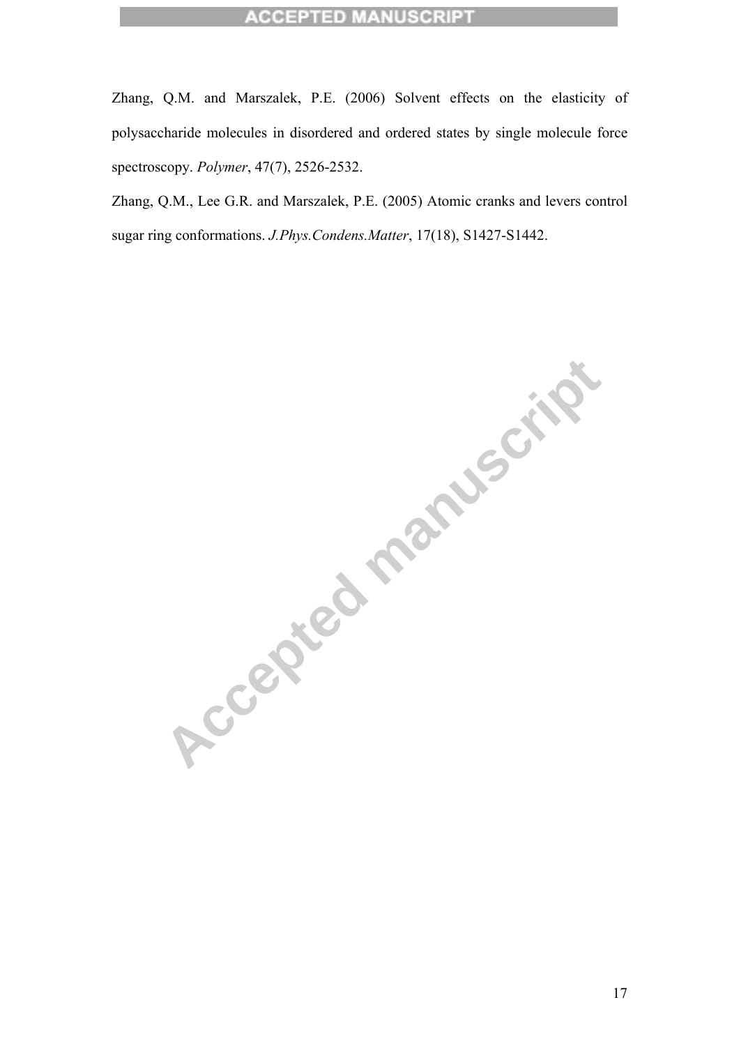Zhang, Q.M. and Marszalek, P.E. (2006) Solvent effects on the elasticity of polysaccharide molecules in disordered and ordered states by single molecule force spectroscopy. *Polymer*, 47(7), 2526-2532.

Zhang, Q.M., Lee G.R. and Marszalek, P.E. (2005) Atomic cranks and levers control sugar ring conformations. *J.Phys.Condens.Matter*, 17(18), S1427-S1442.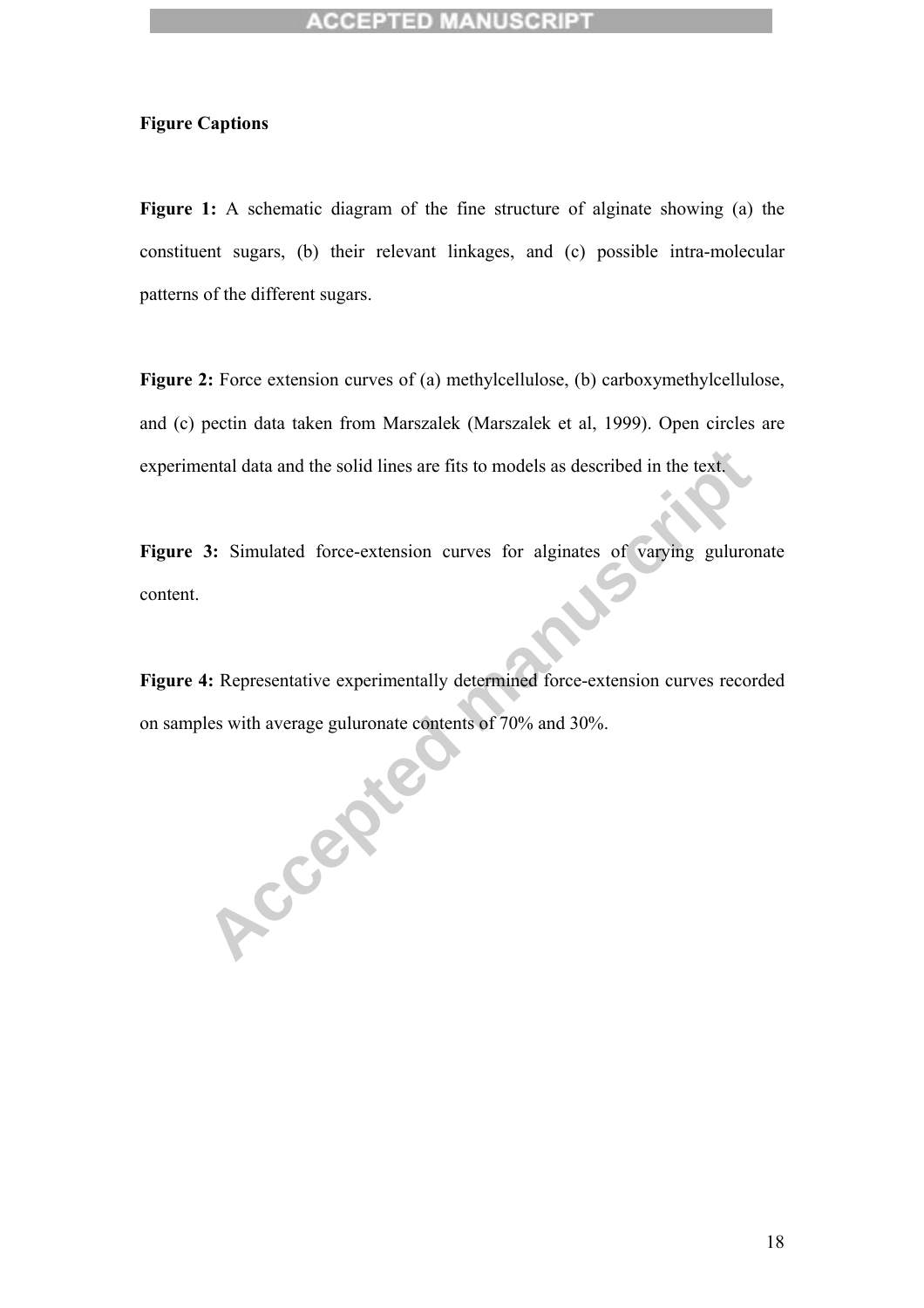**Figure Captions**

**Figure 1:** A schematic diagram of the fine structure of alginate showing (a) the constituent sugars, (b) their relevant linkages, and (c) possible intra-molecular patterns of the different sugars.

**Figure 2:** Force extension curves of (a) methylcellulose, (b) carboxymethylcellulose, and (c) pectin data taken from Marszalek (Marszalek et al, 1999). Open circles are experimental data and the solid lines are fits to models as described in the text.

**Figure 3:** Simulated force-extension curves for alginates of varying guluronate content.

**Figure 4:** Representative experimentally determined force-extension curves recorded on samples with average guluronate contents of 70% and 30%.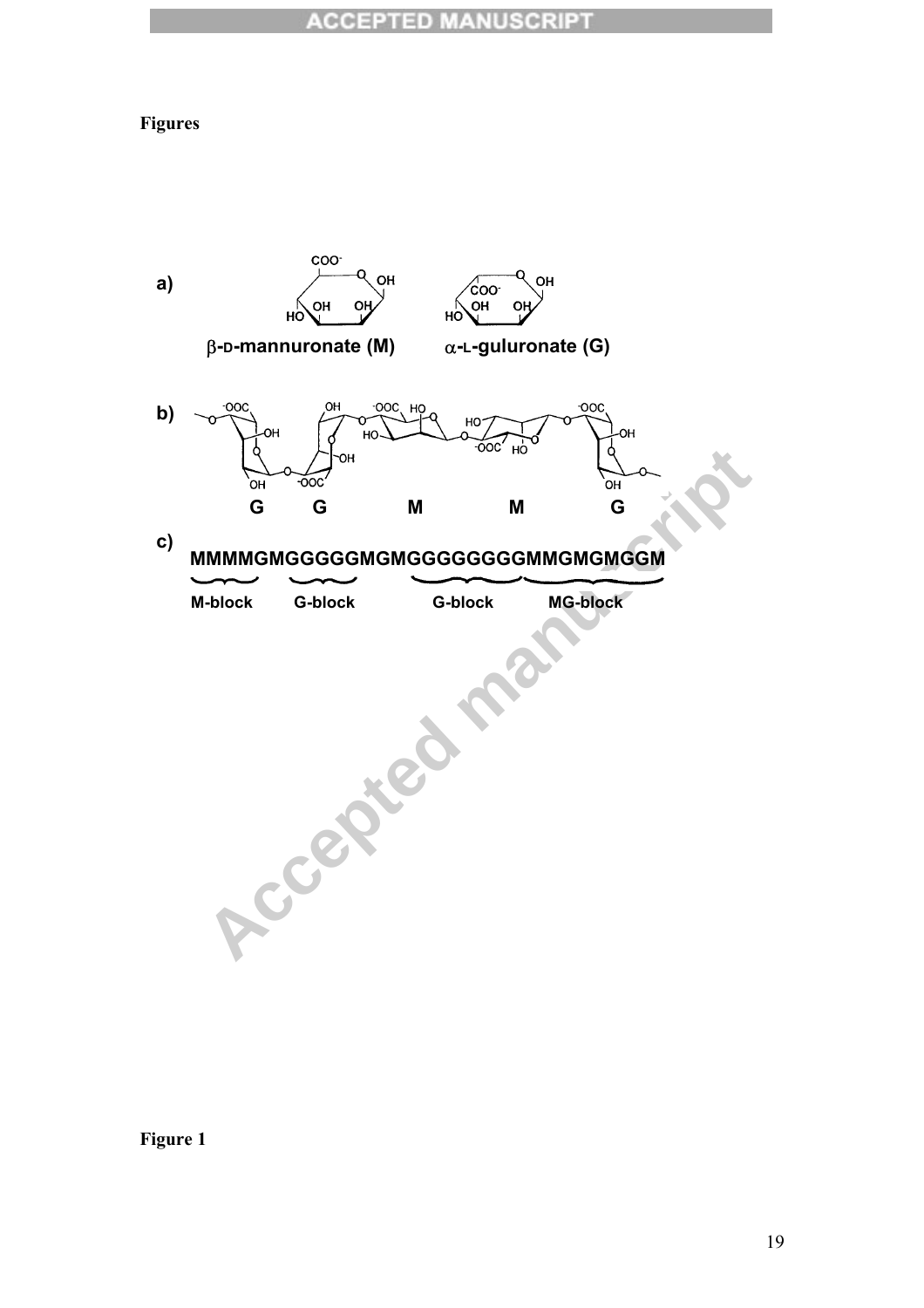# Figures

a) β-D-mannuronate (M) α-L-guluronate (G)

b) G G M M G

c) MMMMGMGGGGGMGMGGGGGGGGMMGMGMGGM

M-block G-block G-block MG-block

Figure 1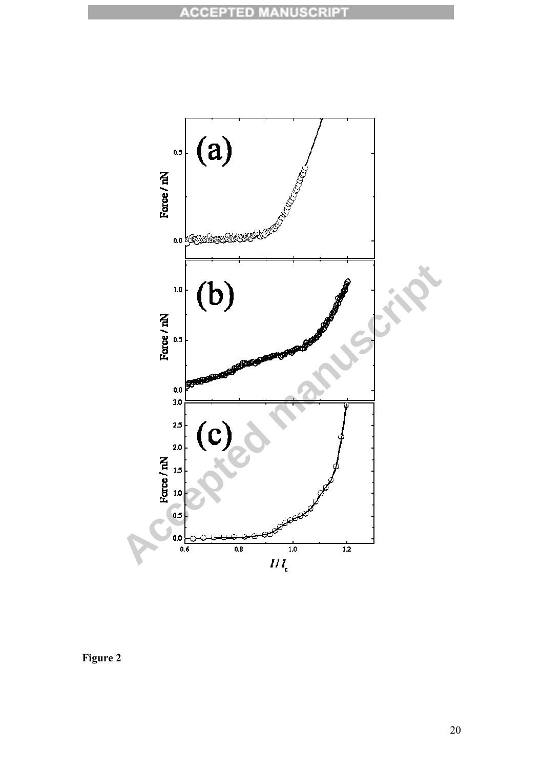Figure 2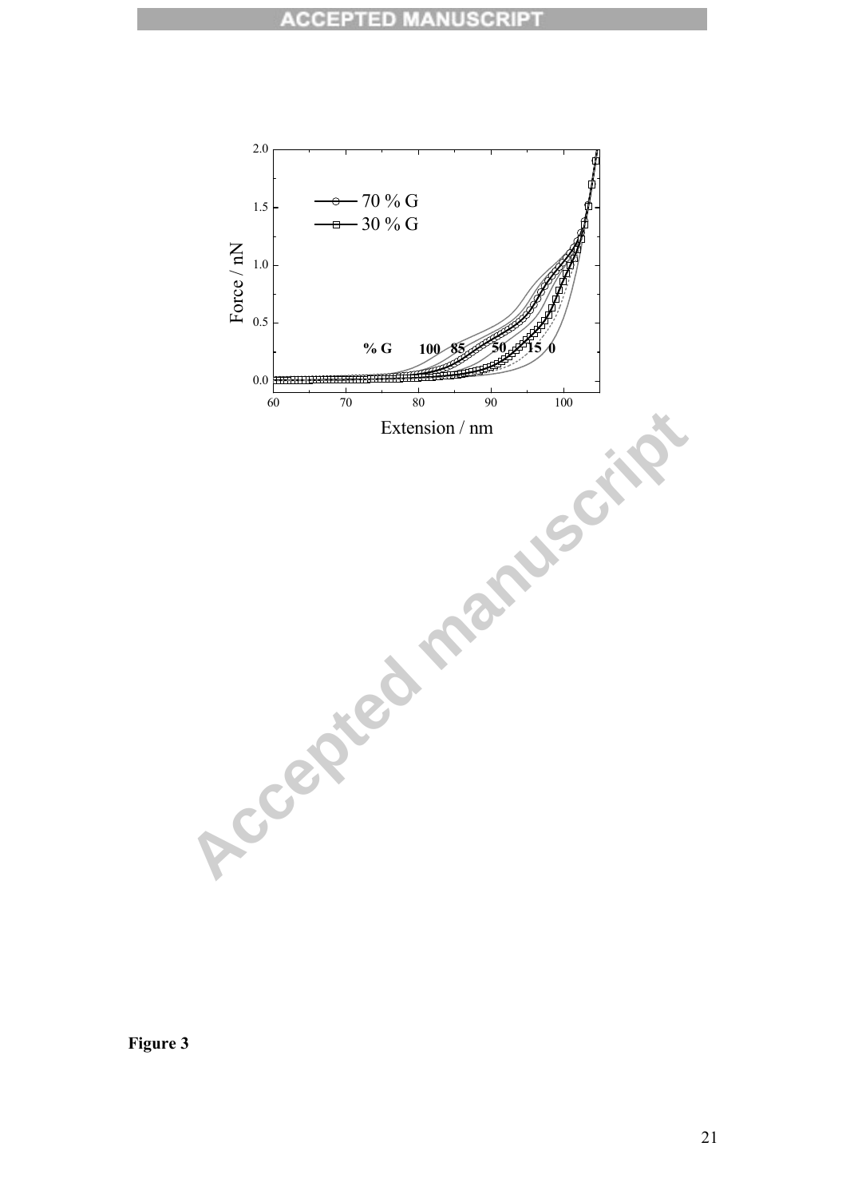Figure 3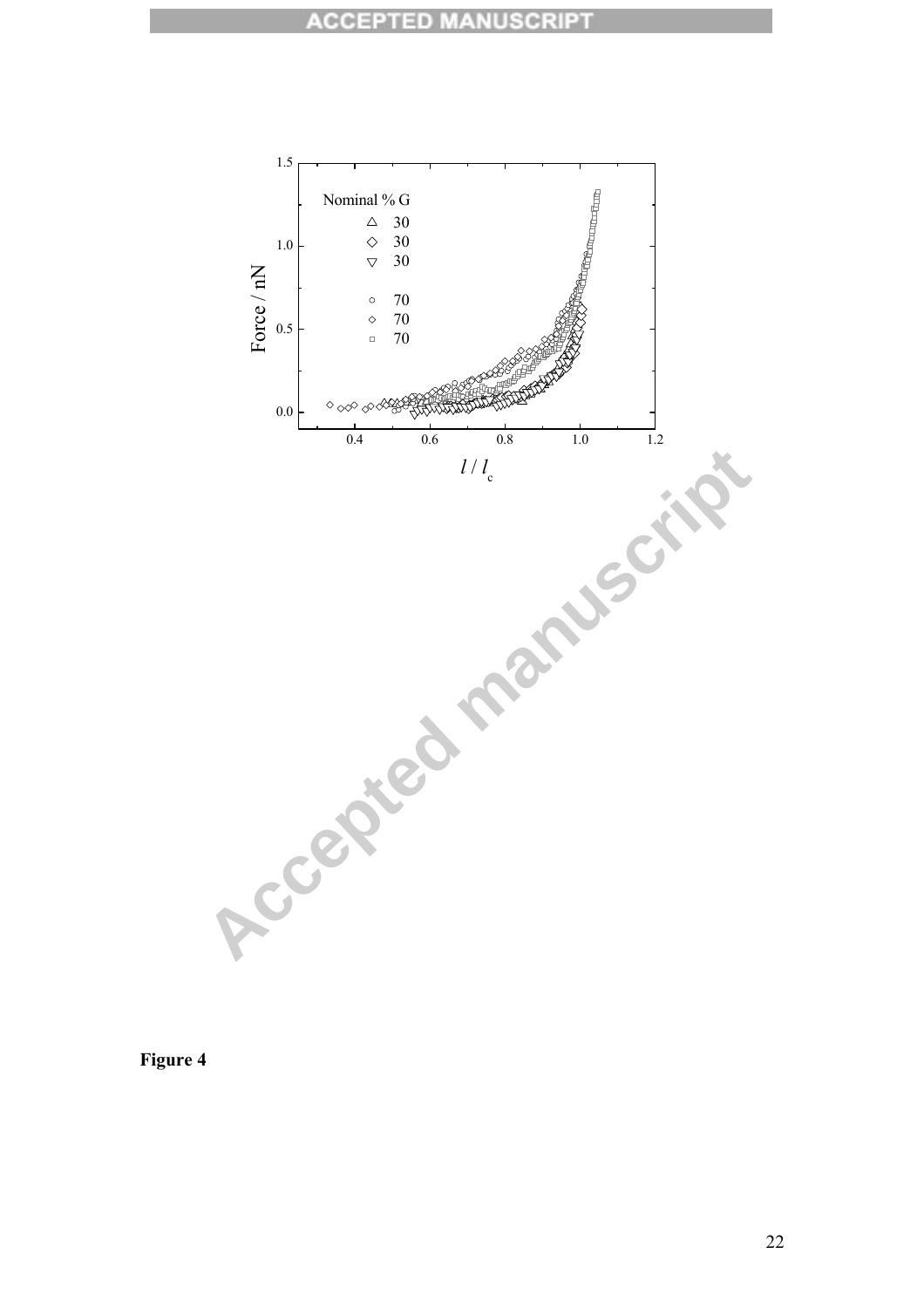**Figure 4**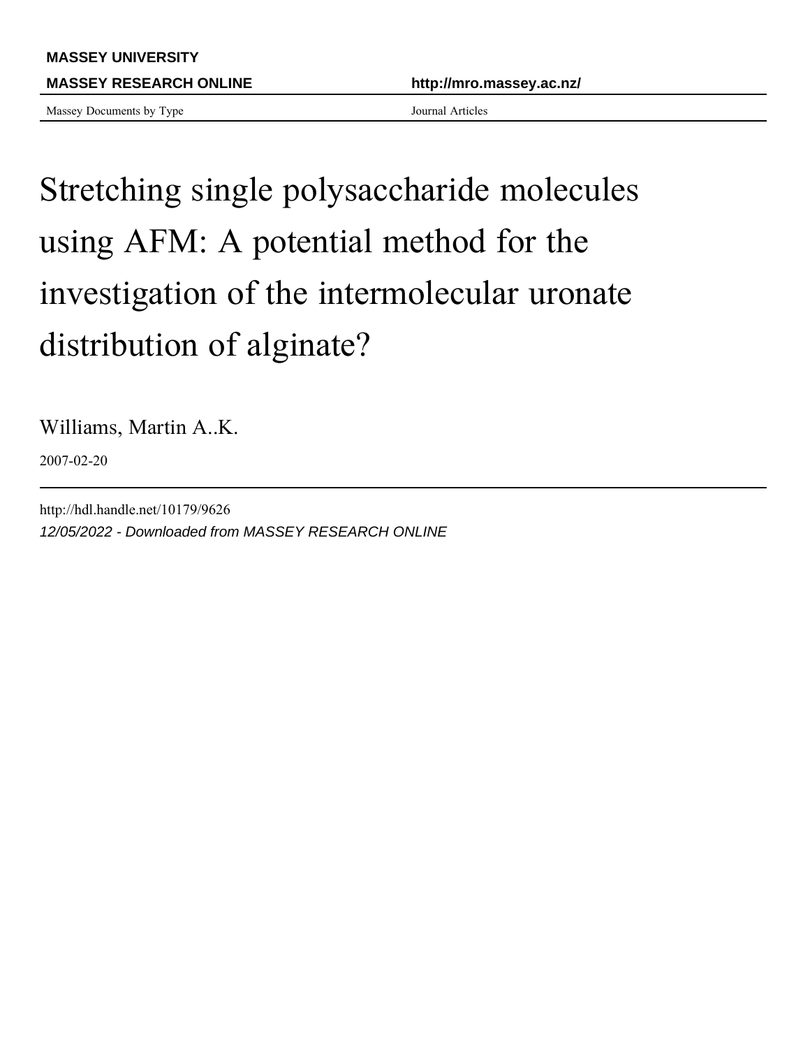MASSEY UNIVERSITY

MASSEY RESEARCH ONLINE http://mro.massey.ac.nz/

Massey Documents by Type Journal Articles

# Stretching single polysaccharide molecules using AFM: A potential method for the investigation of the intermolecular uronate distribution of alginate?

Williams, Martin A..K.

2007-02-20

http://hdl.handle.net/10179/9626

*12/05/2022 - Downloaded from MASSEY RESEARCH ONLINE*